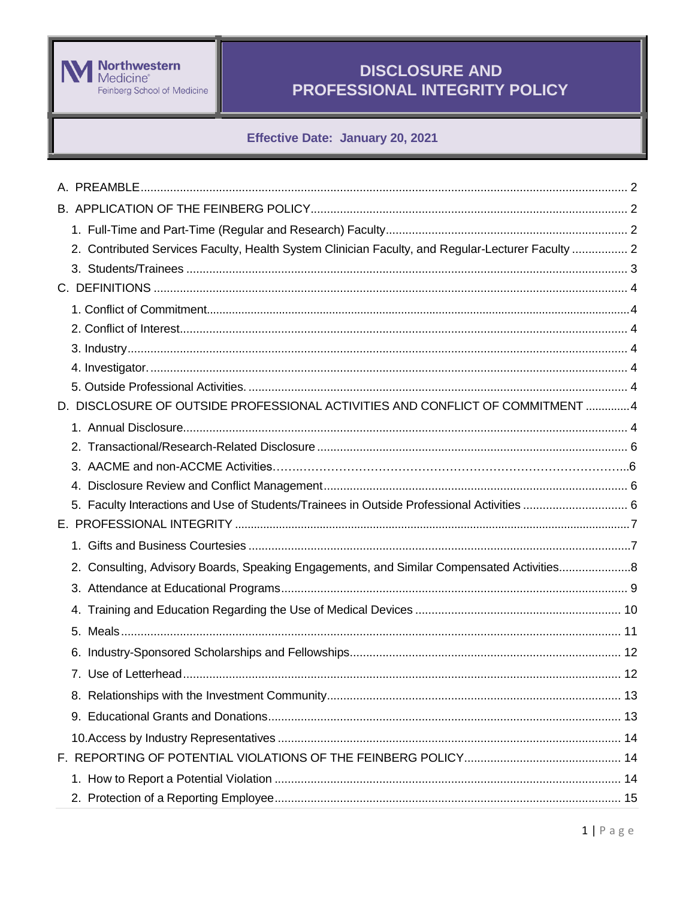Northwestern Medicine®
Feinberg School of Medicine

# DISCLOSURE AND PROFESSIONAL INTEGRITY POLICY

**Effective Date: January 20, 2021**

A. PREAMBLE ..... 2

B. APPLICATION OF THE FEINBERG POLICY ..... 2

- 1. Full-Time and Part-Time (Regular and Research) Faculty ..... 2
- 2. Contributed Services Faculty, Health System Clinician Faculty, and Regular-Lecturer Faculty ..... 2
- 3. Students/Trainees ..... 3

C. DEFINITIONS ..... 4

- 1. Conflict of Commitment ..... 4
- 2. Conflict of Interest ..... 4
- 3. Industry ..... 4
- 4. Investigator. ..... 4
- 5. Outside Professional Activities. ..... 4

D. DISCLOSURE OF OUTSIDE PROFESSIONAL ACTIVITIES AND CONFLICT OF COMMITMENT ..... 4

- 1. Annual Disclosure ..... 4
- 2. Transactional/Research-Related Disclosure ..... 6
- 3. AACME and non-ACCME Activities ..... 6
- 4. Disclosure Review and Conflict Management ..... 6
- 5. Faculty Interactions and Use of Students/Trainees in Outside Professional Activities ..... 6

E. PROFESSIONAL INTEGRITY ..... 7

- 1. Gifts and Business Courtesies ..... 7
- 2. Consulting, Advisory Boards, Speaking Engagements, and Similar Compensated Activities ..... 8
- 3. Attendance at Educational Programs ..... 9
- 4. Training and Education Regarding the Use of Medical Devices ..... 10
- 5. Meals ..... 11
- 6. Industry-Sponsored Scholarships and Fellowships ..... 12
- 7. Use of Letterhead ..... 12
- 8. Relationships with the Investment Community ..... 13
- 9. Educational Grants and Donations ..... 13
- 10. Access by Industry Representatives ..... 14

F. REPORTING OF POTENTIAL VIOLATIONS OF THE FEINBERG POLICY ..... 14

- 1. How to Report a Potential Violation ..... 14
- 2. Protection of a Reporting Employee ..... 15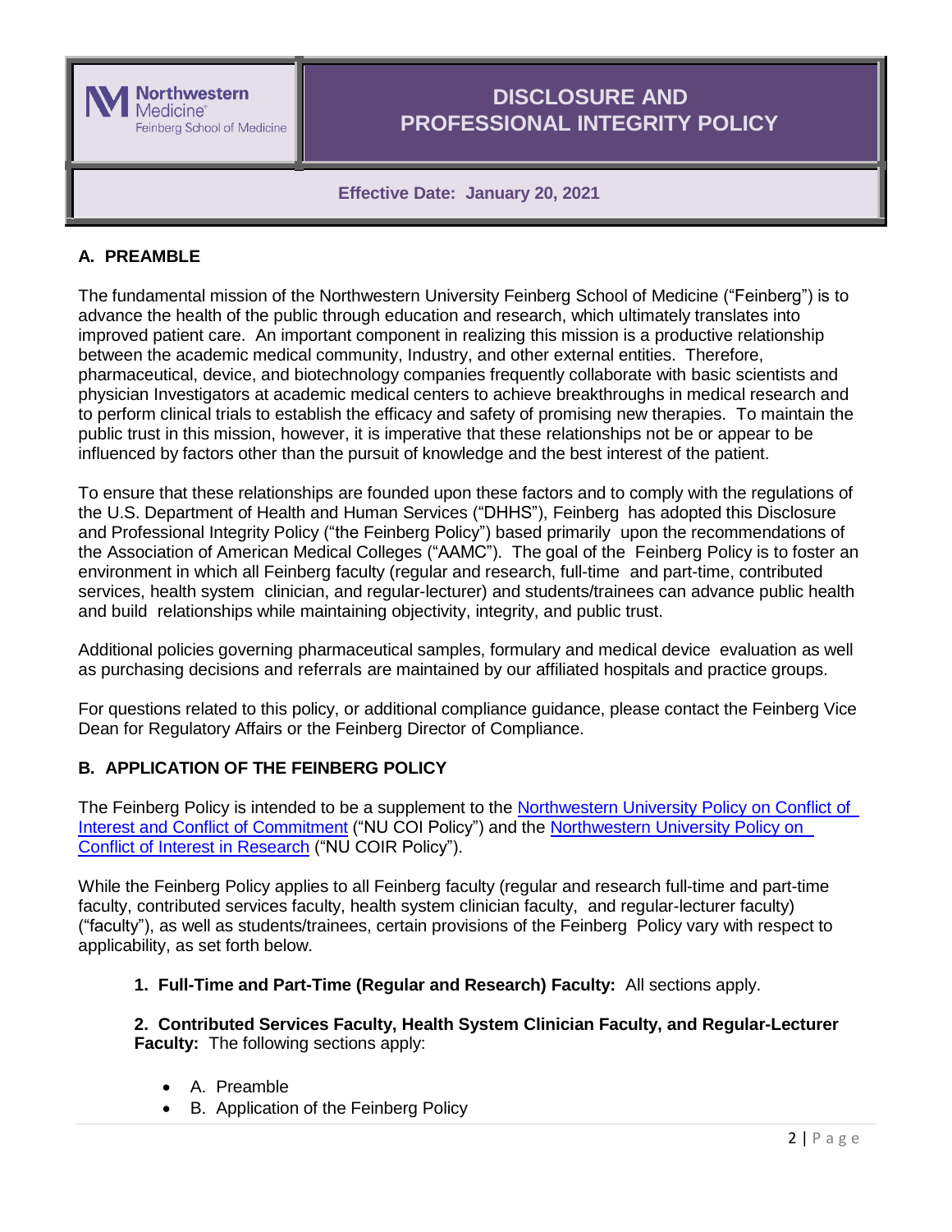Northwestern Medicine
Feinberg School of Medicine

# DISCLOSURE AND PROFESSIONAL INTEGRITY POLICY

**Effective Date: January 20, 2021**

## A. PREAMBLE

The fundamental mission of the Northwestern University Feinberg School of Medicine ("Feinberg") is to advance the health of the public through education and research, which ultimately translates into improved patient care. An important component in realizing this mission is a productive relationship between the academic medical community, Industry, and other external entities. Therefore, pharmaceutical, device, and biotechnology companies frequently collaborate with basic scientists and physician Investigators at academic medical centers to achieve breakthroughs in medical research and to perform clinical trials to establish the efficacy and safety of promising new therapies. To maintain the public trust in this mission, however, it is imperative that these relationships not be or appear to be influenced by factors other than the pursuit of knowledge and the best interest of the patient.

To ensure that these relationships are founded upon these factors and to comply with the regulations of the U.S. Department of Health and Human Services ("DHHS"), Feinberg has adopted this Disclosure and Professional Integrity Policy ("the Feinberg Policy") based primarily upon the recommendations of the Association of American Medical Colleges ("AAMC"). The goal of the Feinberg Policy is to foster an environment in which all Feinberg faculty (regular and research, full-time and part-time, contributed services, health system clinician, and regular-lecturer) and students/trainees can advance public health and build relationships while maintaining objectivity, integrity, and public trust.

Additional policies governing pharmaceutical samples, formulary and medical device evaluation as well as purchasing decisions and referrals are maintained by our affiliated hospitals and practice groups.

For questions related to this policy, or additional compliance guidance, please contact the Feinberg Vice Dean for Regulatory Affairs or the Feinberg Director of Compliance.

## B. APPLICATION OF THE FEINBERG POLICY

The Feinberg Policy is intended to be a supplement to the Northwestern University Policy on Conflict of Interest and Conflict of Commitment ("NU COI Policy") and the Northwestern University Policy on Conflict of Interest in Research ("NU COIR Policy").

While the Feinberg Policy applies to all Feinberg faculty (regular and research full-time and part-time faculty, contributed services faculty, health system clinician faculty, and regular-lecturer faculty) ("faculty"), as well as students/trainees, certain provisions of the Feinberg Policy vary with respect to applicability, as set forth below.

1. **Full-Time and Part-Time (Regular and Research) Faculty:** All sections apply.

2. **Contributed Services Faculty, Health System Clinician Faculty, and Regular-Lecturer Faculty:** The following sections apply:

   - A. Preamble
   - B. Application of the Feinberg Policy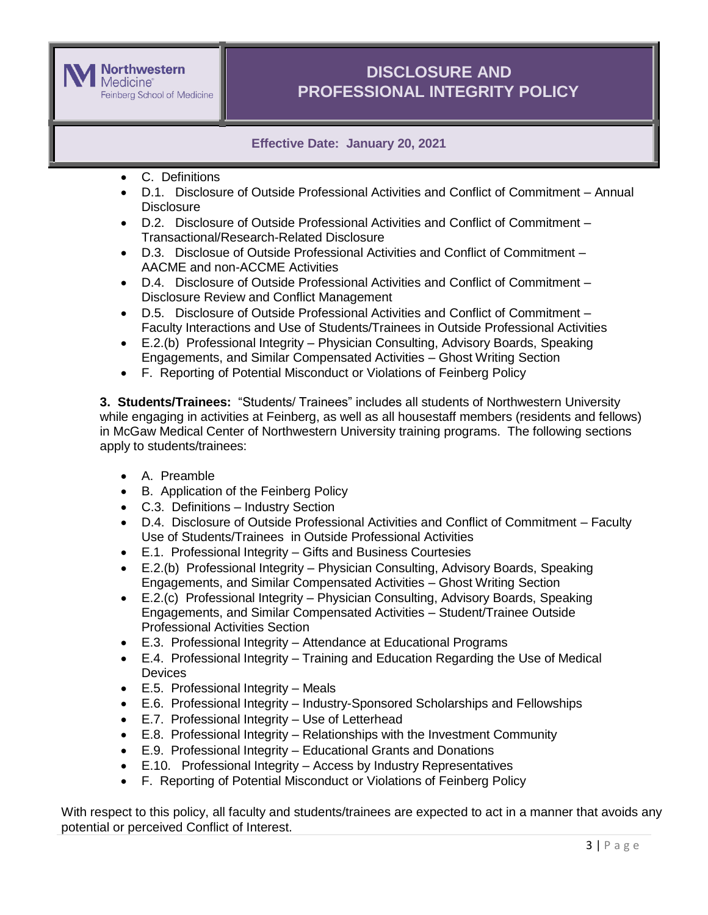- C. Definitions
- D.1. Disclosure of Outside Professional Activities and Conflict of Commitment – Annual Disclosure
- D.2. Disclosure of Outside Professional Activities and Conflict of Commitment – Transactional/Research-Related Disclosure
- D.3. Disclosue of Outside Professional Activities and Conflict of Commitment – AACME and non-ACCME Activities
- D.4. Disclosure of Outside Professional Activities and Conflict of Commitment – Disclosure Review and Conflict Management
- D.5. Disclosure of Outside Professional Activities and Conflict of Commitment – Faculty Interactions and Use of Students/Trainees in Outside Professional Activities
- E.2.(b) Professional Integrity – Physician Consulting, Advisory Boards, Speaking Engagements, and Similar Compensated Activities – Ghost Writing Section
- F. Reporting of Potential Misconduct or Violations of Feinberg Policy

**3. Students/Trainees:** "Students/ Trainees" includes all students of Northwestern University while engaging in activities at Feinberg, as well as all housestaff members (residents and fellows) in McGaw Medical Center of Northwestern University training programs. The following sections apply to students/trainees:

- A. Preamble
- B. Application of the Feinberg Policy
- C.3. Definitions – Industry Section
- D.4. Disclosure of Outside Professional Activities and Conflict of Commitment – Faculty Use of Students/Trainees in Outside Professional Activities
- E.1. Professional Integrity – Gifts and Business Courtesies
- E.2.(b) Professional Integrity – Physician Consulting, Advisory Boards, Speaking Engagements, and Similar Compensated Activities – Ghost Writing Section
- E.2.(c) Professional Integrity – Physician Consulting, Advisory Boards, Speaking Engagements, and Similar Compensated Activities – Student/Trainee Outside Professional Activities Section
- E.3. Professional Integrity – Attendance at Educational Programs
- E.4. Professional Integrity – Training and Education Regarding the Use of Medical Devices
- E.5. Professional Integrity – Meals
- E.6. Professional Integrity – Industry-Sponsored Scholarships and Fellowships
- E.7. Professional Integrity – Use of Letterhead
- E.8. Professional Integrity – Relationships with the Investment Community
- E.9. Professional Integrity – Educational Grants and Donations
- E.10. Professional Integrity – Access by Industry Representatives
- F. Reporting of Potential Misconduct or Violations of Feinberg Policy

With respect to this policy, all faculty and students/trainees are expected to act in a manner that avoids any potential or perceived Conflict of Interest.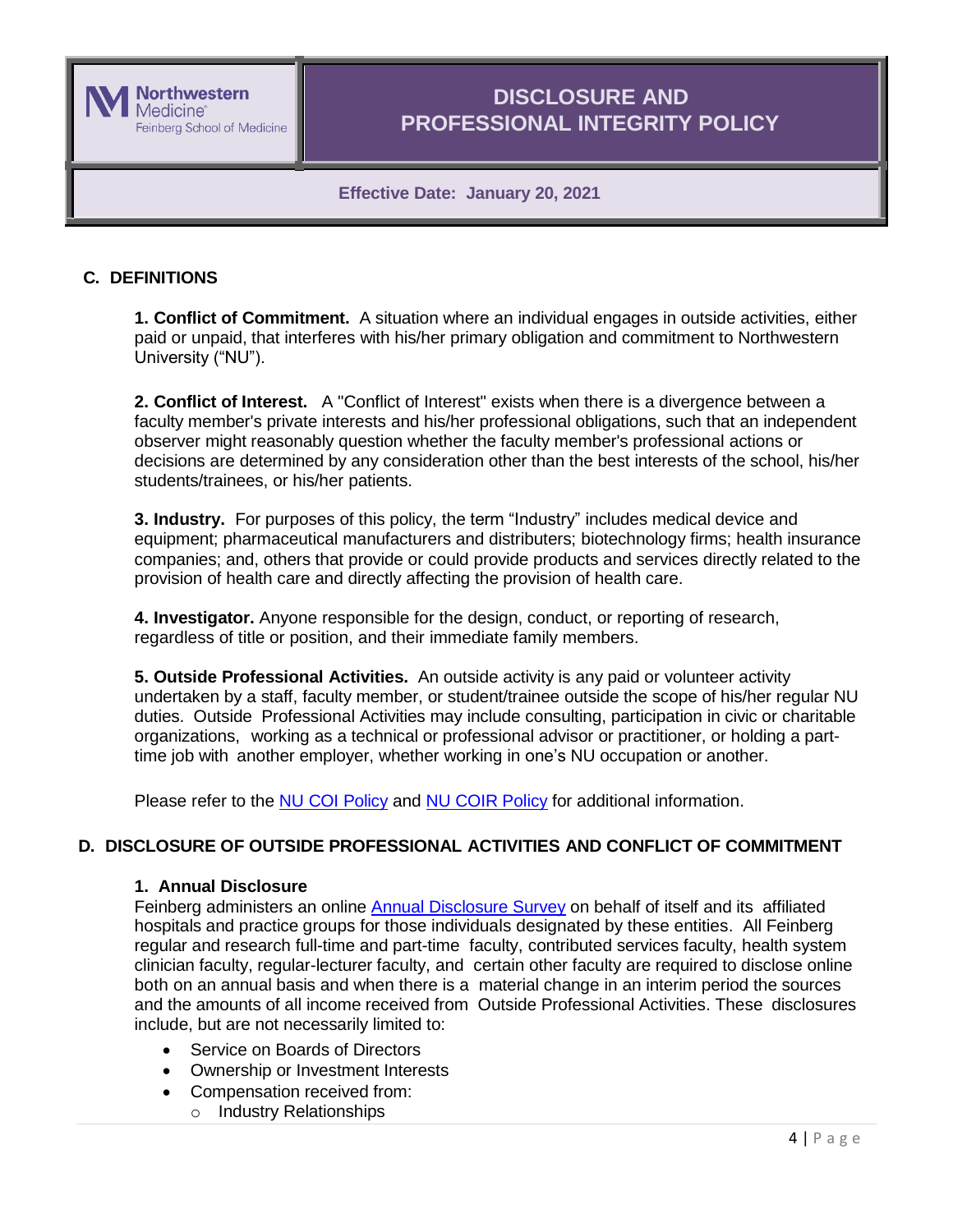## C. DEFINITIONS

**1. Conflict of Commitment.** A situation where an individual engages in outside activities, either paid or unpaid, that interferes with his/her primary obligation and commitment to Northwestern University ("NU").

**2. Conflict of Interest.** A "Conflict of Interest" exists when there is a divergence between a faculty member's private interests and his/her professional obligations, such that an independent observer might reasonably question whether the faculty member's professional actions or decisions are determined by any consideration other than the best interests of the school, his/her students/trainees, or his/her patients.

**3. Industry.** For purposes of this policy, the term "Industry" includes medical device and equipment; pharmaceutical manufacturers and distributers; biotechnology firms; health insurance companies; and, others that provide or could provide products and services directly related to the provision of health care and directly affecting the provision of health care.

**4. Investigator.** Anyone responsible for the design, conduct, or reporting of research, regardless of title or position, and their immediate family members.

**5. Outside Professional Activities.** An outside activity is any paid or volunteer activity undertaken by a staff, faculty member, or student/trainee outside the scope of his/her regular NU duties. Outside Professional Activities may include consulting, participation in civic or charitable organizations, working as a technical or professional advisor or practitioner, or holding a part-time job with another employer, whether working in one's NU occupation or another.

Please refer to the NU COI Policy and NU COIR Policy for additional information.

## D. DISCLOSURE OF OUTSIDE PROFESSIONAL ACTIVITIES AND CONFLICT OF COMMITMENT

### 1. Annual Disclosure

Feinberg administers an online Annual Disclosure Survey on behalf of itself and its affiliated hospitals and practice groups for those individuals designated by these entities. All Feinberg regular and research full-time and part-time faculty, contributed services faculty, health system clinician faculty, regular-lecturer faculty, and certain other faculty are required to disclose online both on an annual basis and when there is a material change in an interim period the sources and the amounts of all income received from Outside Professional Activities. These disclosures include, but are not necessarily limited to:

- Service on Boards of Directors
- Ownership or Investment Interests
- Compensation received from:
  - Industry Relationships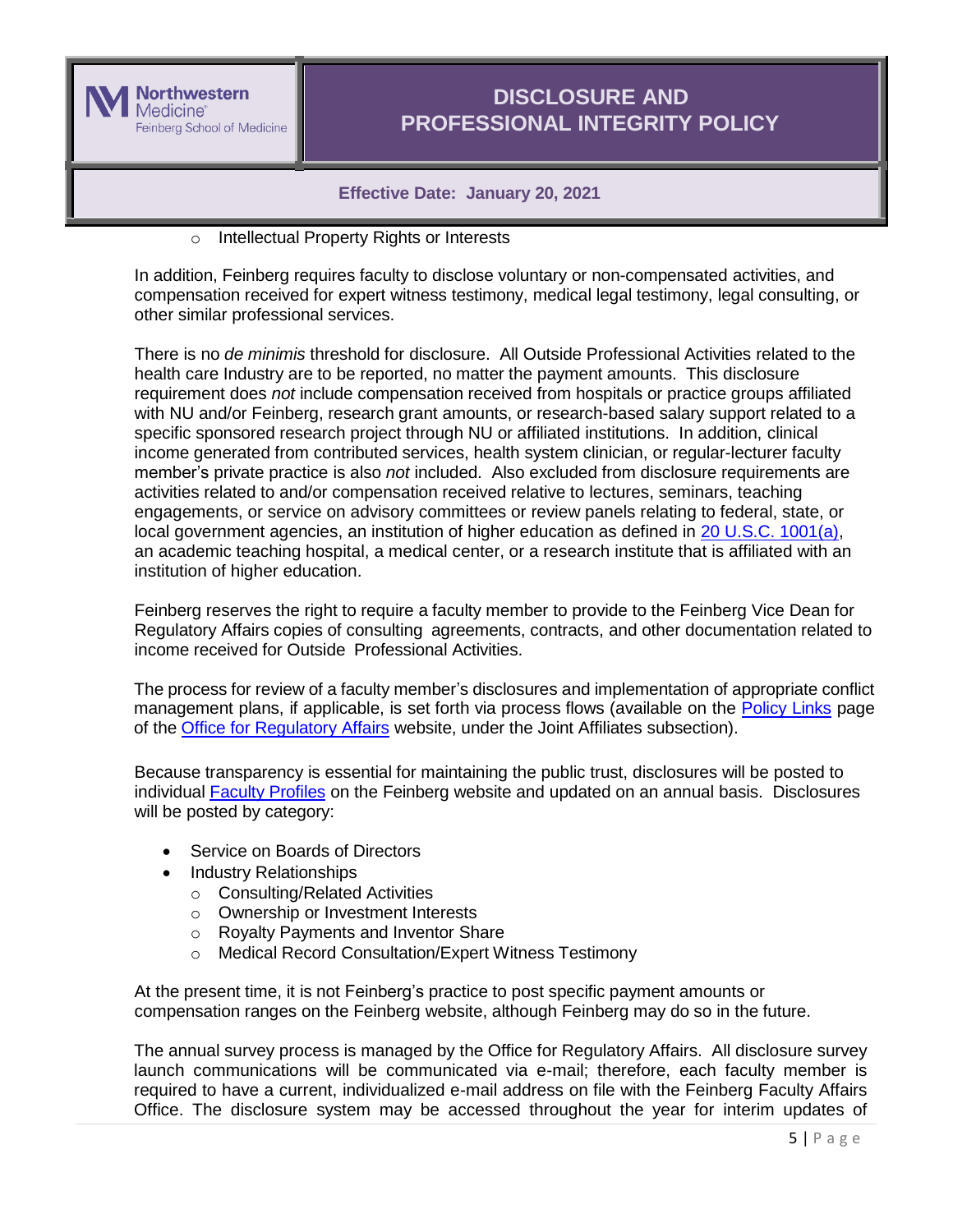- Intellectual Property Rights or Interests

In addition, Feinberg requires faculty to disclose voluntary or non-compensated activities, and compensation received for expert witness testimony, medical legal testimony, legal consulting, or other similar professional services.

There is no *de minimis* threshold for disclosure. All Outside Professional Activities related to the health care Industry are to be reported, no matter the payment amounts. This disclosure requirement does *not* include compensation received from hospitals or practice groups affiliated with NU and/or Feinberg, research grant amounts, or research-based salary support related to a specific sponsored research project through NU or affiliated institutions. In addition, clinical income generated from contributed services, health system clinician, or regular-lecturer faculty member's private practice is also *not* included. Also excluded from disclosure requirements are activities related to and/or compensation received relative to lectures, seminars, teaching engagements, or service on advisory committees or review panels relating to federal, state, or local government agencies, an institution of higher education as defined in [20 U.S.C. 1001(a)](), an academic teaching hospital, a medical center, or a research institute that is affiliated with an institution of higher education.

Feinberg reserves the right to require a faculty member to provide to the Feinberg Vice Dean for Regulatory Affairs copies of consulting agreements, contracts, and other documentation related to income received for Outside Professional Activities.

The process for review of a faculty member's disclosures and implementation of appropriate conflict management plans, if applicable, is set forth via process flows (available on the [Policy Links]() page of the [Office for Regulatory Affairs]() website, under the Joint Affiliates subsection).

Because transparency is essential for maintaining the public trust, disclosures will be posted to individual [Faculty Profiles]() on the Feinberg website and updated on an annual basis. Disclosures will be posted by category:

- Service on Boards of Directors
- Industry Relationships
  - Consulting/Related Activities
  - Ownership or Investment Interests
  - Royalty Payments and Inventor Share
  - Medical Record Consultation/Expert Witness Testimony

At the present time, it is not Feinberg's practice to post specific payment amounts or compensation ranges on the Feinberg website, although Feinberg may do so in the future.

The annual survey process is managed by the Office for Regulatory Affairs. All disclosure survey launch communications will be communicated via e-mail; therefore, each faculty member is required to have a current, individualized e-mail address on file with the Feinberg Faculty Affairs Office. The disclosure system may be accessed throughout the year for interim updates of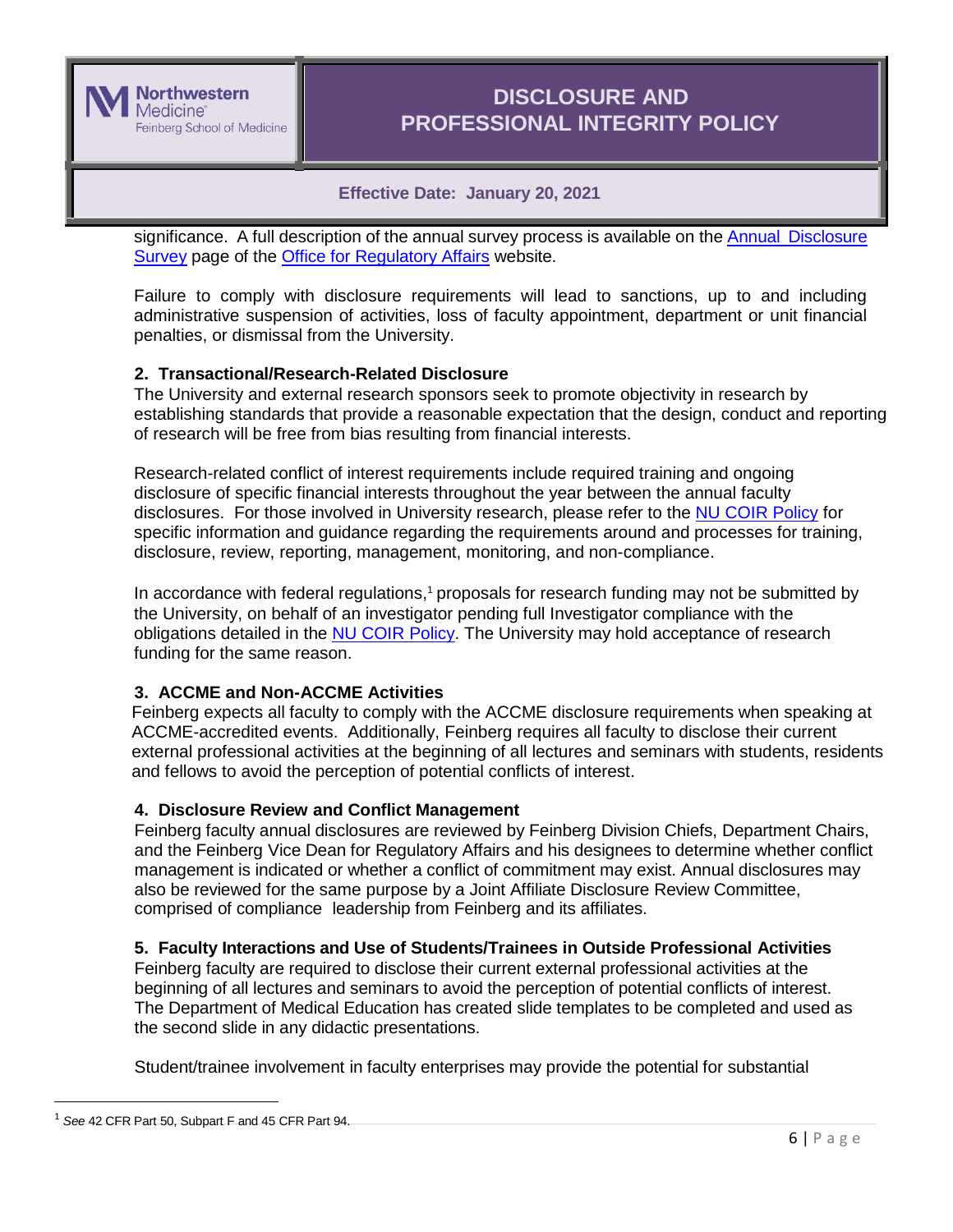significance. A full description of the annual survey process is available on the Annual Disclosure Survey page of the Office for Regulatory Affairs website.

Failure to comply with disclosure requirements will lead to sanctions, up to and including administrative suspension of activities, loss of faculty appointment, department or unit financial penalties, or dismissal from the University.

**2. Transactional/Research-Related Disclosure**

The University and external research sponsors seek to promote objectivity in research by establishing standards that provide a reasonable expectation that the design, conduct and reporting of research will be free from bias resulting from financial interests.

Research-related conflict of interest requirements include required training and ongoing disclosure of specific financial interests throughout the year between the annual faculty disclosures. For those involved in University research, please refer to the NU COIR Policy for specific information and guidance regarding the requirements around and processes for training, disclosure, review, reporting, management, monitoring, and non-compliance.

In accordance with federal regulations,[1] proposals for research funding may not be submitted by the University, on behalf of an investigator pending full Investigator compliance with the obligations detailed in the NU COIR Policy. The University may hold acceptance of research funding for the same reason.

**3. ACCME and Non-ACCME Activities**

Feinberg expects all faculty to comply with the ACCME disclosure requirements when speaking at ACCME-accredited events. Additionally, Feinberg requires all faculty to disclose their current external professional activities at the beginning of all lectures and seminars with students, residents and fellows to avoid the perception of potential conflicts of interest.

**4. Disclosure Review and Conflict Management**

Feinberg faculty annual disclosures are reviewed by Feinberg Division Chiefs, Department Chairs, and the Feinberg Vice Dean for Regulatory Affairs and his designees to determine whether conflict management is indicated or whether a conflict of commitment may exist. Annual disclosures may also be reviewed for the same purpose by a Joint Affiliate Disclosure Review Committee, comprised of compliance leadership from Feinberg and its affiliates.

**5. Faculty Interactions and Use of Students/Trainees in Outside Professional Activities**

Feinberg faculty are required to disclose their current external professional activities at the beginning of all lectures and seminars to avoid the perception of potential conflicts of interest. The Department of Medical Education has created slide templates to be completed and used as the second slide in any didactic presentations.

Student/trainee involvement in faculty enterprises may provide the potential for substantial

---

[1] *See* 42 CFR Part 50, Subpart F and 45 CFR Part 94.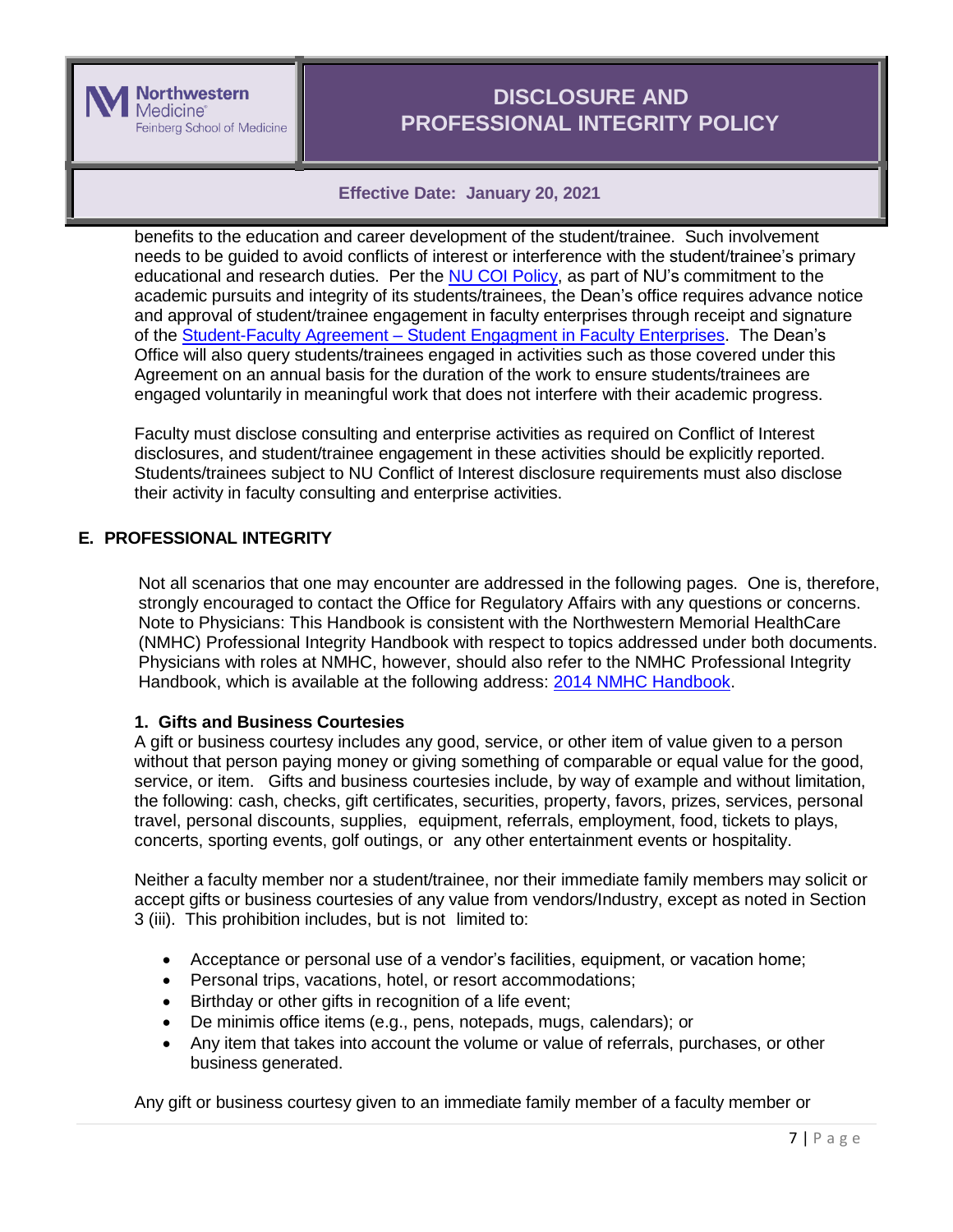benefits to the education and career development of the student/trainee. Such involvement needs to be guided to avoid conflicts of interest or interference with the student/trainee's primary educational and research duties. Per the NU COI Policy, as part of NU's commitment to the academic pursuits and integrity of its students/trainees, the Dean's office requires advance notice and approval of student/trainee engagement in faculty enterprises through receipt and signature of the Student-Faculty Agreement – Student Engagment in Faculty Enterprises. The Dean's Office will also query students/trainees engaged in activities such as those covered under this Agreement on an annual basis for the duration of the work to ensure students/trainees are engaged voluntarily in meaningful work that does not interfere with their academic progress.

Faculty must disclose consulting and enterprise activities as required on Conflict of Interest disclosures, and student/trainee engagement in these activities should be explicitly reported. Students/trainees subject to NU Conflict of Interest disclosure requirements must also disclose their activity in faculty consulting and enterprise activities.

## E. PROFESSIONAL INTEGRITY

Not all scenarios that one may encounter are addressed in the following pages. One is, therefore, strongly encouraged to contact the Office for Regulatory Affairs with any questions or concerns. Note to Physicians: This Handbook is consistent with the Northwestern Memorial HealthCare (NMHC) Professional Integrity Handbook with respect to topics addressed under both documents. Physicians with roles at NMHC, however, should also refer to the NMHC Professional Integrity Handbook, which is available at the following address: 2014 NMHC Handbook.

### 1. Gifts and Business Courtesies

A gift or business courtesy includes any good, service, or other item of value given to a person without that person paying money or giving something of comparable or equal value for the good, service, or item. Gifts and business courtesies include, by way of example and without limitation, the following: cash, checks, gift certificates, securities, property, favors, prizes, services, personal travel, personal discounts, supplies, equipment, referrals, employment, food, tickets to plays, concerts, sporting events, golf outings, or any other entertainment events or hospitality.

Neither a faculty member nor a student/trainee, nor their immediate family members may solicit or accept gifts or business courtesies of any value from vendors/Industry, except as noted in Section 3 (iii). This prohibition includes, but is not limited to:

- Acceptance or personal use of a vendor's facilities, equipment, or vacation home;
- Personal trips, vacations, hotel, or resort accommodations;
- Birthday or other gifts in recognition of a life event;
- De minimis office items (e.g., pens, notepads, mugs, calendars); or
- Any item that takes into account the volume or value of referrals, purchases, or other business generated.

Any gift or business courtesy given to an immediate family member of a faculty member or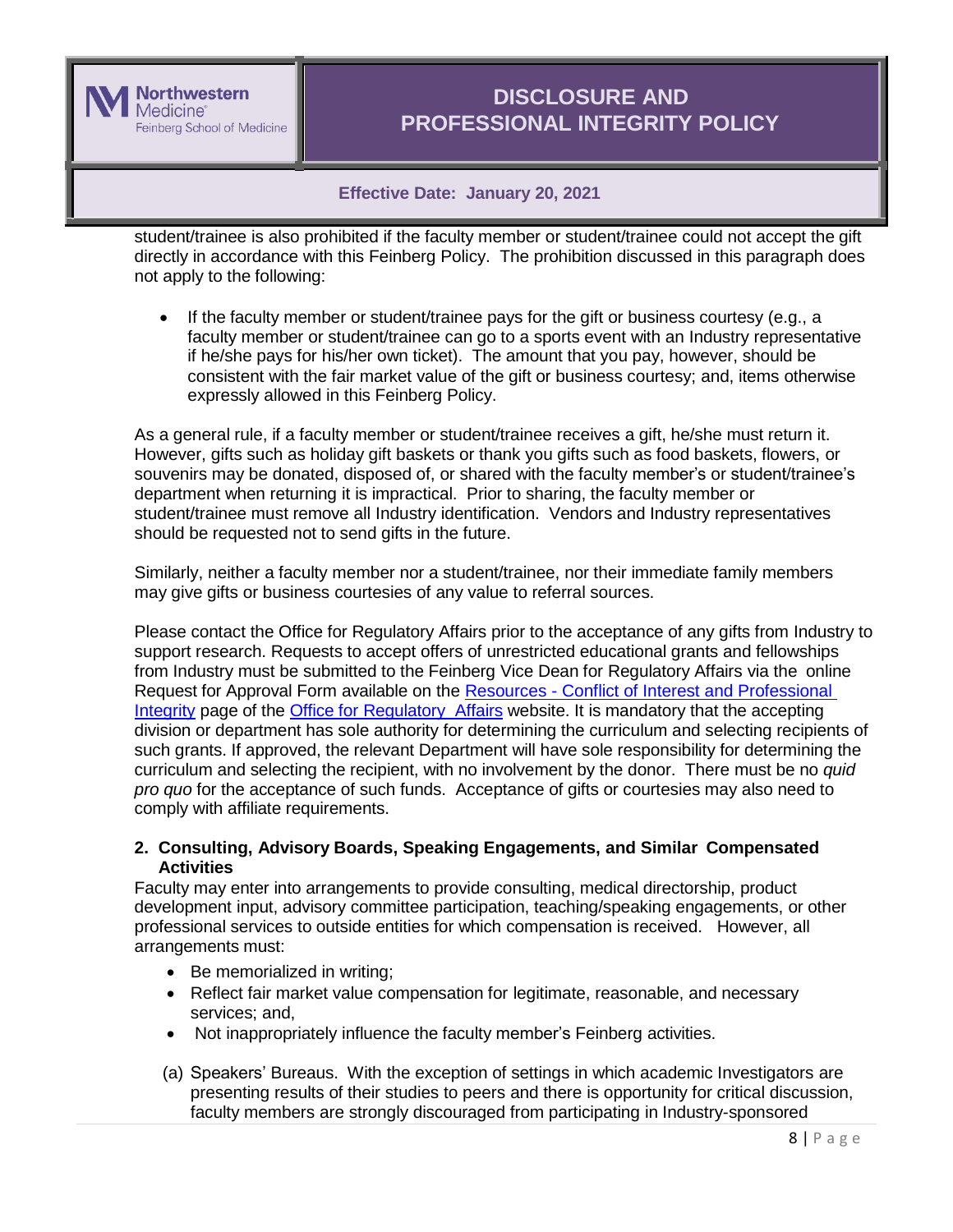student/trainee is also prohibited if the faculty member or student/trainee could not accept the gift directly in accordance with this Feinberg Policy. The prohibition discussed in this paragraph does not apply to the following:

- If the faculty member or student/trainee pays for the gift or business courtesy (e.g., a faculty member or student/trainee can go to a sports event with an Industry representative if he/she pays for his/her own ticket). The amount that you pay, however, should be consistent with the fair market value of the gift or business courtesy; and, items otherwise expressly allowed in this Feinberg Policy.

As a general rule, if a faculty member or student/trainee receives a gift, he/she must return it. However, gifts such as holiday gift baskets or thank you gifts such as food baskets, flowers, or souvenirs may be donated, disposed of, or shared with the faculty member's or student/trainee's department when returning it is impractical. Prior to sharing, the faculty member or student/trainee must remove all Industry identification. Vendors and Industry representatives should be requested not to send gifts in the future.

Similarly, neither a faculty member nor a student/trainee, nor their immediate family members may give gifts or business courtesies of any value to referral sources.

Please contact the Office for Regulatory Affairs prior to the acceptance of any gifts from Industry to support research. Requests to accept offers of unrestricted educational grants and fellowships from Industry must be submitted to the Feinberg Vice Dean for Regulatory Affairs via the online Request for Approval Form available on the Resources - Conflict of Interest and Professional Integrity page of the Office for Regulatory Affairs website. It is mandatory that the accepting division or department has sole authority for determining the curriculum and selecting recipients of such grants. If approved, the relevant Department will have sole responsibility for determining the curriculum and selecting the recipient, with no involvement by the donor. There must be no *quid pro quo* for the acceptance of such funds. Acceptance of gifts or courtesies may also need to comply with affiliate requirements.

**2. Consulting, Advisory Boards, Speaking Engagements, and Similar Compensated Activities**

Faculty may enter into arrangements to provide consulting, medical directorship, product development input, advisory committee participation, teaching/speaking engagements, or other professional services to outside entities for which compensation is received. However, all arrangements must:

- Be memorialized in writing;
- Reflect fair market value compensation for legitimate, reasonable, and necessary services; and,
- Not inappropriately influence the faculty member's Feinberg activities.

(a) Speakers' Bureaus. With the exception of settings in which academic Investigators are presenting results of their studies to peers and there is opportunity for critical discussion, faculty members are strongly discouraged from participating in Industry-sponsored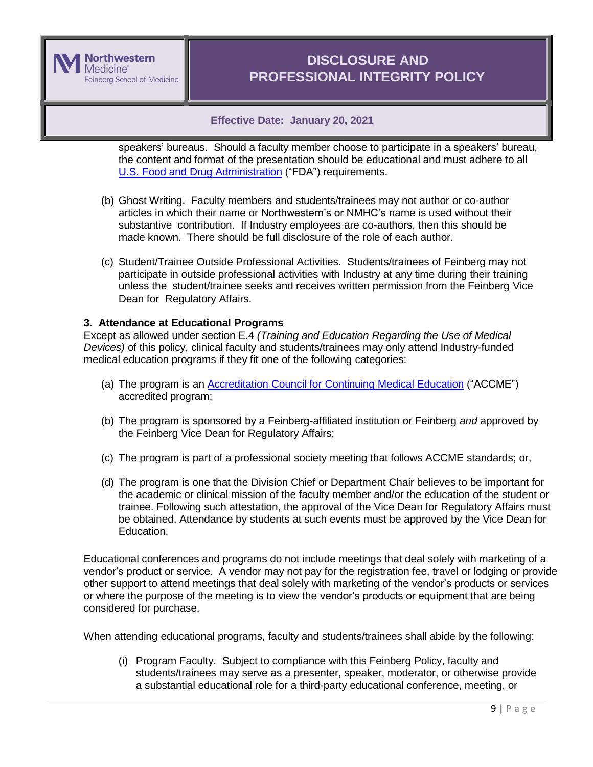speakers' bureaus. Should a faculty member choose to participate in a speakers' bureau, the content and format of the presentation should be educational and must adhere to all [U.S. Food and Drug Administration](#) ("FDA") requirements.

(b) Ghost Writing. Faculty members and students/trainees may not author or co-author articles in which their name or Northwestern's or NMHC's name is used without their substantive contribution. If Industry employees are co-authors, then this should be made known. There should be full disclosure of the role of each author.

(c) Student/Trainee Outside Professional Activities. Students/trainees of Feinberg may not participate in outside professional activities with Industry at any time during their training unless the student/trainee seeks and receives written permission from the Feinberg Vice Dean for Regulatory Affairs.

**3. Attendance at Educational Programs**

Except as allowed under section E.4 *(Training and Education Regarding the Use of Medical Devices)* of this policy, clinical faculty and students/trainees may only attend Industry-funded medical education programs if they fit one of the following categories:

(a) The program is an [Accreditation Council for Continuing Medical Education](#) ("ACCME") accredited program;

(b) The program is sponsored by a Feinberg-affiliated institution or Feinberg *and* approved by the Feinberg Vice Dean for Regulatory Affairs;

(c) The program is part of a professional society meeting that follows ACCME standards; or,

(d) The program is one that the Division Chief or Department Chair believes to be important for the academic or clinical mission of the faculty member and/or the education of the student or trainee. Following such attestation, the approval of the Vice Dean for Regulatory Affairs must be obtained. Attendance by students at such events must be approved by the Vice Dean for Education.

Educational conferences and programs do not include meetings that deal solely with marketing of a vendor's product or service. A vendor may not pay for the registration fee, travel or lodging or provide other support to attend meetings that deal solely with marketing of the vendor's products or services or where the purpose of the meeting is to view the vendor's products or equipment that are being considered for purchase.

When attending educational programs, faculty and students/trainees shall abide by the following:

(i) Program Faculty. Subject to compliance with this Feinberg Policy, faculty and students/trainees may serve as a presenter, speaker, moderator, or otherwise provide a substantial educational role for a third-party educational conference, meeting, or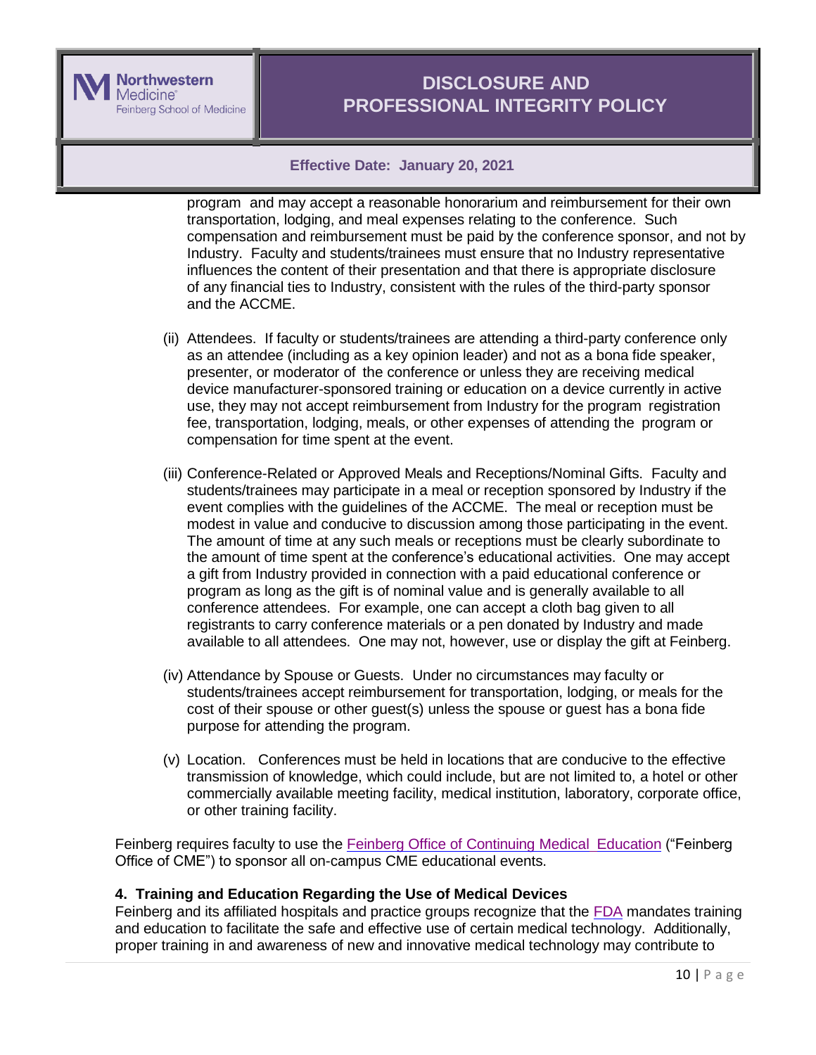program and may accept a reasonable honorarium and reimbursement for their own transportation, lodging, and meal expenses relating to the conference. Such compensation and reimbursement must be paid by the conference sponsor, and not by Industry. Faculty and students/trainees must ensure that no Industry representative influences the content of their presentation and that there is appropriate disclosure of any financial ties to Industry, consistent with the rules of the third-party sponsor and the ACCME.

(ii) Attendees. If faculty or students/trainees are attending a third-party conference only as an attendee (including as a key opinion leader) and not as a bona fide speaker, presenter, or moderator of the conference or unless they are receiving medical device manufacturer-sponsored training or education on a device currently in active use, they may not accept reimbursement from Industry for the program registration fee, transportation, lodging, meals, or other expenses of attending the program or compensation for time spent at the event.

(iii) Conference-Related or Approved Meals and Receptions/Nominal Gifts. Faculty and students/trainees may participate in a meal or reception sponsored by Industry if the event complies with the guidelines of the ACCME. The meal or reception must be modest in value and conducive to discussion among those participating in the event. The amount of time at any such meals or receptions must be clearly subordinate to the amount of time spent at the conference's educational activities. One may accept a gift from Industry provided in connection with a paid educational conference or program as long as the gift is of nominal value and is generally available to all conference attendees. For example, one can accept a cloth bag given to all registrants to carry conference materials or a pen donated by Industry and made available to all attendees. One may not, however, use or display the gift at Feinberg.

(iv) Attendance by Spouse or Guests. Under no circumstances may faculty or students/trainees accept reimbursement for transportation, lodging, or meals for the cost of their spouse or other guest(s) unless the spouse or guest has a bona fide purpose for attending the program.

(v) Location. Conferences must be held in locations that are conducive to the effective transmission of knowledge, which could include, but are not limited to, a hotel or other commercially available meeting facility, medical institution, laboratory, corporate office, or other training facility.

Feinberg requires faculty to use the Feinberg Office of Continuing Medical Education ("Feinberg Office of CME") to sponsor all on-campus CME educational events.

**4. Training and Education Regarding the Use of Medical Devices**

Feinberg and its affiliated hospitals and practice groups recognize that the FDA mandates training and education to facilitate the safe and effective use of certain medical technology. Additionally, proper training in and awareness of new and innovative medical technology may contribute to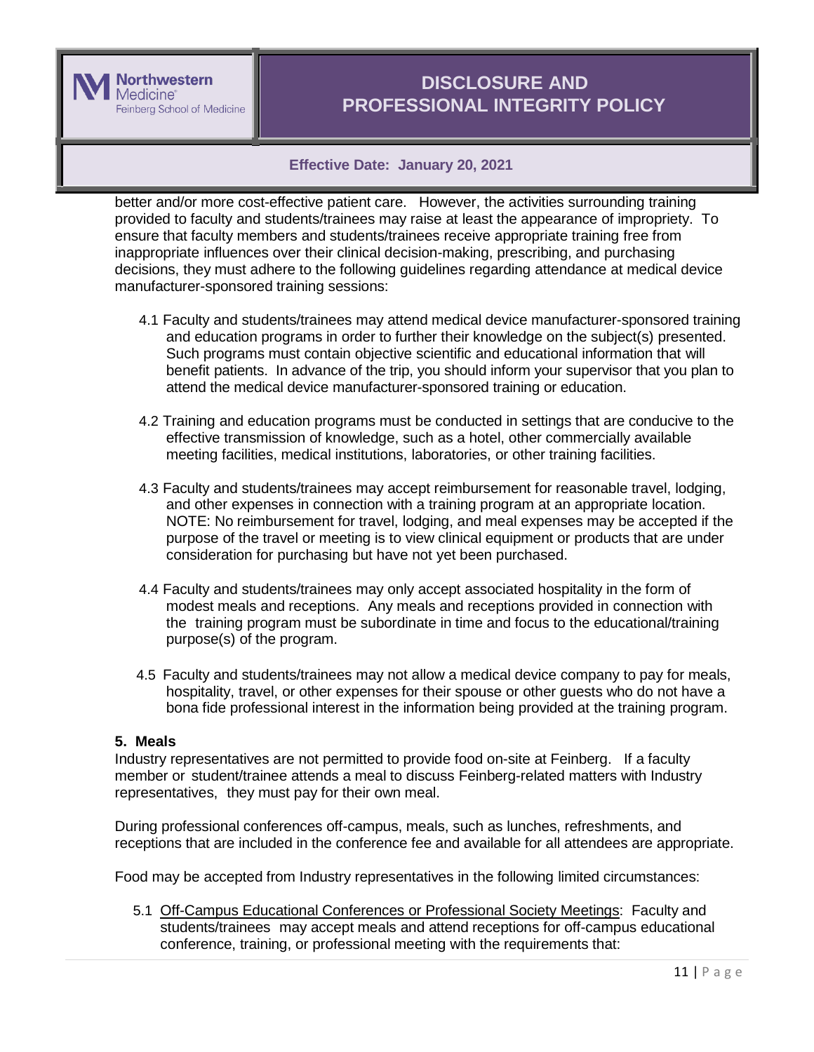better and/or more cost-effective patient care. However, the activities surrounding training provided to faculty and students/trainees may raise at least the appearance of impropriety. To ensure that faculty members and students/trainees receive appropriate training free from inappropriate influences over their clinical decision-making, prescribing, and purchasing decisions, they must adhere to the following guidelines regarding attendance at medical device manufacturer-sponsored training sessions:

4.1 Faculty and students/trainees may attend medical device manufacturer-sponsored training and education programs in order to further their knowledge on the subject(s) presented. Such programs must contain objective scientific and educational information that will benefit patients. In advance of the trip, you should inform your supervisor that you plan to attend the medical device manufacturer-sponsored training or education.

4.2 Training and education programs must be conducted in settings that are conducive to the effective transmission of knowledge, such as a hotel, other commercially available meeting facilities, medical institutions, laboratories, or other training facilities.

4.3 Faculty and students/trainees may accept reimbursement for reasonable travel, lodging, and other expenses in connection with a training program at an appropriate location. NOTE: No reimbursement for travel, lodging, and meal expenses may be accepted if the purpose of the travel or meeting is to view clinical equipment or products that are under consideration for purchasing but have not yet been purchased.

4.4 Faculty and students/trainees may only accept associated hospitality in the form of modest meals and receptions. Any meals and receptions provided in connection with the training program must be subordinate in time and focus to the educational/training purpose(s) of the program.

4.5 Faculty and students/trainees may not allow a medical device company to pay for meals, hospitality, travel, or other expenses for their spouse or other guests who do not have a bona fide professional interest in the information being provided at the training program.

**5. Meals**

Industry representatives are not permitted to provide food on-site at Feinberg. If a faculty member or student/trainee attends a meal to discuss Feinberg-related matters with Industry representatives, they must pay for their own meal.

During professional conferences off-campus, meals, such as lunches, refreshments, and receptions that are included in the conference fee and available for all attendees are appropriate.

Food may be accepted from Industry representatives in the following limited circumstances:

5.1 Off-Campus Educational Conferences or Professional Society Meetings: Faculty and students/trainees may accept meals and attend receptions for off-campus educational conference, training, or professional meeting with the requirements that: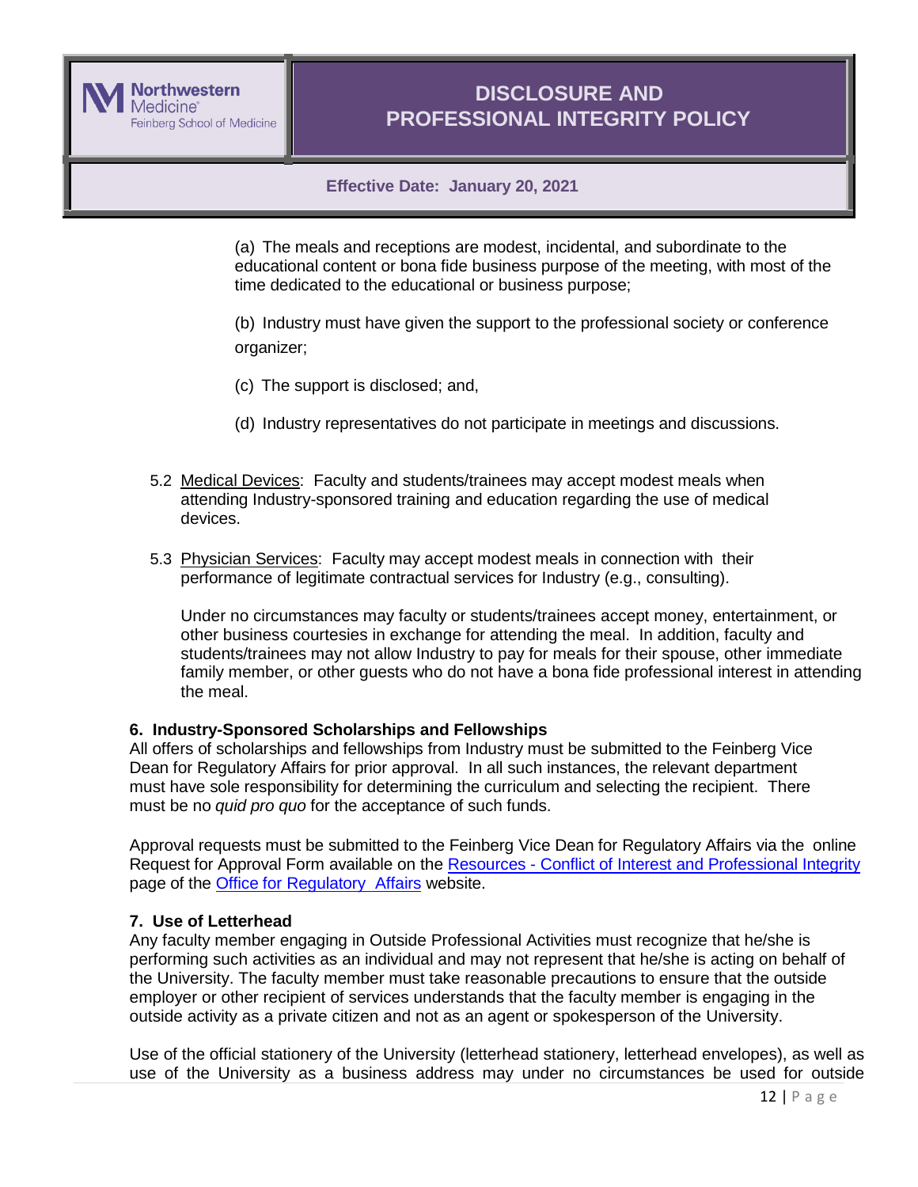(a) The meals and receptions are modest, incidental, and subordinate to the educational content or bona fide business purpose of the meeting, with most of the time dedicated to the educational or business purpose;

(b) Industry must have given the support to the professional society or conference organizer;

(c) The support is disclosed; and,

(d) Industry representatives do not participate in meetings and discussions.

5.2 Medical Devices: Faculty and students/trainees may accept modest meals when attending Industry-sponsored training and education regarding the use of medical devices.

5.3 Physician Services: Faculty may accept modest meals in connection with their performance of legitimate contractual services for Industry (e.g., consulting).

Under no circumstances may faculty or students/trainees accept money, entertainment, or other business courtesies in exchange for attending the meal. In addition, faculty and students/trainees may not allow Industry to pay for meals for their spouse, other immediate family member, or other guests who do not have a bona fide professional interest in attending the meal.

### 6. Industry-Sponsored Scholarships and Fellowships

All offers of scholarships and fellowships from Industry must be submitted to the Feinberg Vice Dean for Regulatory Affairs for prior approval. In all such instances, the relevant department must have sole responsibility for determining the curriculum and selecting the recipient. There must be no *quid pro quo* for the acceptance of such funds.

Approval requests must be submitted to the Feinberg Vice Dean for Regulatory Affairs via the online Request for Approval Form available on the Resources - Conflict of Interest and Professional Integrity page of the Office for Regulatory Affairs website.

### 7. Use of Letterhead

Any faculty member engaging in Outside Professional Activities must recognize that he/she is performing such activities as an individual and may not represent that he/she is acting on behalf of the University. The faculty member must take reasonable precautions to ensure that the outside employer or other recipient of services understands that the faculty member is engaging in the outside activity as a private citizen and not as an agent or spokesperson of the University.

Use of the official stationery of the University (letterhead stationery, letterhead envelopes), as well as use of the University as a business address may under no circumstances be used for outside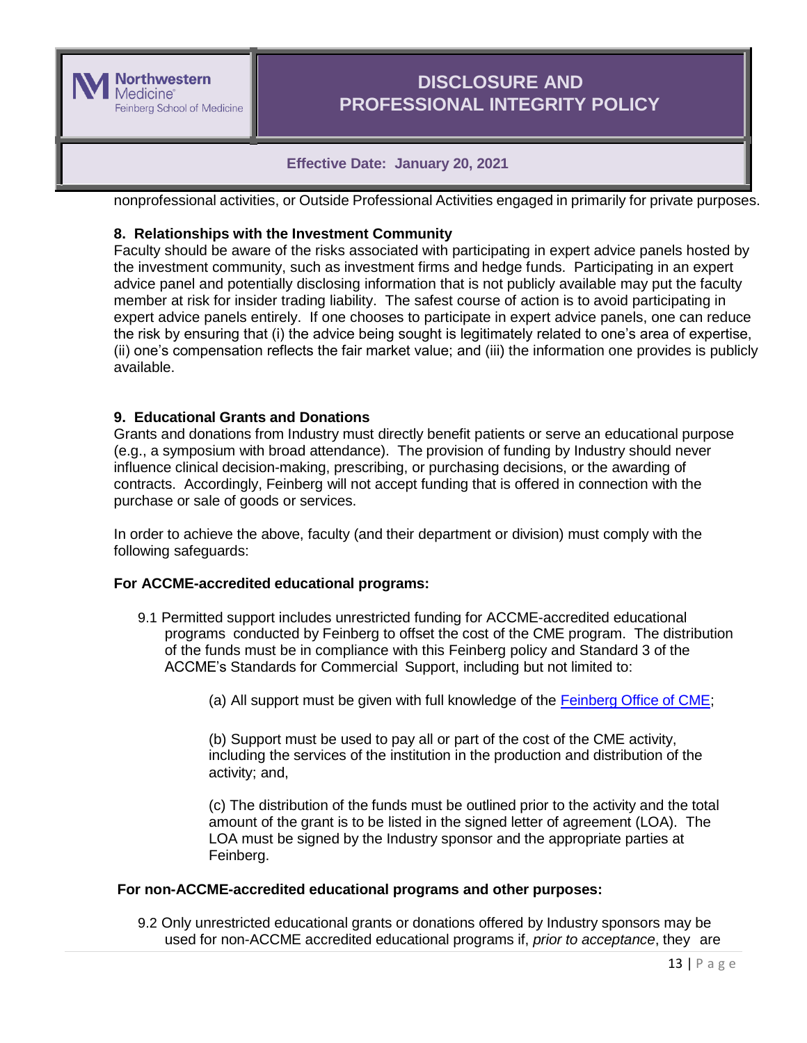nonprofessional activities, or Outside Professional Activities engaged in primarily for private purposes.

**8. Relationships with the Investment Community**

Faculty should be aware of the risks associated with participating in expert advice panels hosted by the investment community, such as investment firms and hedge funds. Participating in an expert advice panel and potentially disclosing information that is not publicly available may put the faculty member at risk for insider trading liability. The safest course of action is to avoid participating in expert advice panels entirely. If one chooses to participate in expert advice panels, one can reduce the risk by ensuring that (i) the advice being sought is legitimately related to one's area of expertise, (ii) one's compensation reflects the fair market value; and (iii) the information one provides is publicly available.

**9. Educational Grants and Donations**

Grants and donations from Industry must directly benefit patients or serve an educational purpose (e.g., a symposium with broad attendance). The provision of funding by Industry should never influence clinical decision-making, prescribing, or purchasing decisions, or the awarding of contracts. Accordingly, Feinberg will not accept funding that is offered in connection with the purchase or sale of goods or services.

In order to achieve the above, faculty (and their department or division) must comply with the following safeguards:

**For ACCME-accredited educational programs:**

9.1 Permitted support includes unrestricted funding for ACCME-accredited educational programs conducted by Feinberg to offset the cost of the CME program. The distribution of the funds must be in compliance with this Feinberg policy and Standard 3 of the ACCME's Standards for Commercial Support, including but not limited to:

(a) All support must be given with full knowledge of the Feinberg Office of CME;

(b) Support must be used to pay all or part of the cost of the CME activity, including the services of the institution in the production and distribution of the activity; and,

(c) The distribution of the funds must be outlined prior to the activity and the total amount of the grant is to be listed in the signed letter of agreement (LOA). The LOA must be signed by the Industry sponsor and the appropriate parties at Feinberg.

**For non-ACCME-accredited educational programs and other purposes:**

9.2 Only unrestricted educational grants or donations offered by Industry sponsors may be used for non-ACCME accredited educational programs if, *prior to acceptance*, they are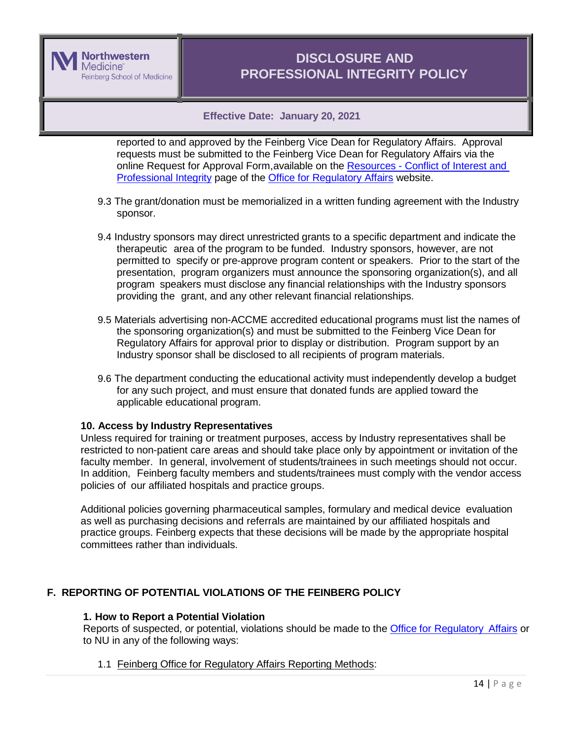reported to and approved by the Feinberg Vice Dean for Regulatory Affairs. Approval requests must be submitted to the Feinberg Vice Dean for Regulatory Affairs via the online Request for Approval Form,available on the Resources - Conflict of Interest and Professional Integrity page of the Office for Regulatory Affairs website.

9.3 The grant/donation must be memorialized in a written funding agreement with the Industry sponsor.

9.4 Industry sponsors may direct unrestricted grants to a specific department and indicate the therapeutic area of the program to be funded. Industry sponsors, however, are not permitted to specify or pre-approve program content or speakers. Prior to the start of the presentation, program organizers must announce the sponsoring organization(s), and all program speakers must disclose any financial relationships with the Industry sponsors providing the grant, and any other relevant financial relationships.

9.5 Materials advertising non-ACCME accredited educational programs must list the names of the sponsoring organization(s) and must be submitted to the Feinberg Vice Dean for Regulatory Affairs for approval prior to display or distribution. Program support by an Industry sponsor shall be disclosed to all recipients of program materials.

9.6 The department conducting the educational activity must independently develop a budget for any such project, and must ensure that donated funds are applied toward the applicable educational program.

**10. Access by Industry Representatives**

Unless required for training or treatment purposes, access by Industry representatives shall be restricted to non-patient care areas and should take place only by appointment or invitation of the faculty member. In general, involvement of students/trainees in such meetings should not occur. In addition, Feinberg faculty members and students/trainees must comply with the vendor access policies of our affiliated hospitals and practice groups.

Additional policies governing pharmaceutical samples, formulary and medical device evaluation as well as purchasing decisions and referrals are maintained by our affiliated hospitals and practice groups. Feinberg expects that these decisions will be made by the appropriate hospital committees rather than individuals.

## F. REPORTING OF POTENTIAL VIOLATIONS OF THE FEINBERG POLICY

**1. How to Report a Potential Violation**

Reports of suspected, or potential, violations should be made to the Office for Regulatory Affairs or to NU in any of the following ways:

1.1 Feinberg Office for Regulatory Affairs Reporting Methods: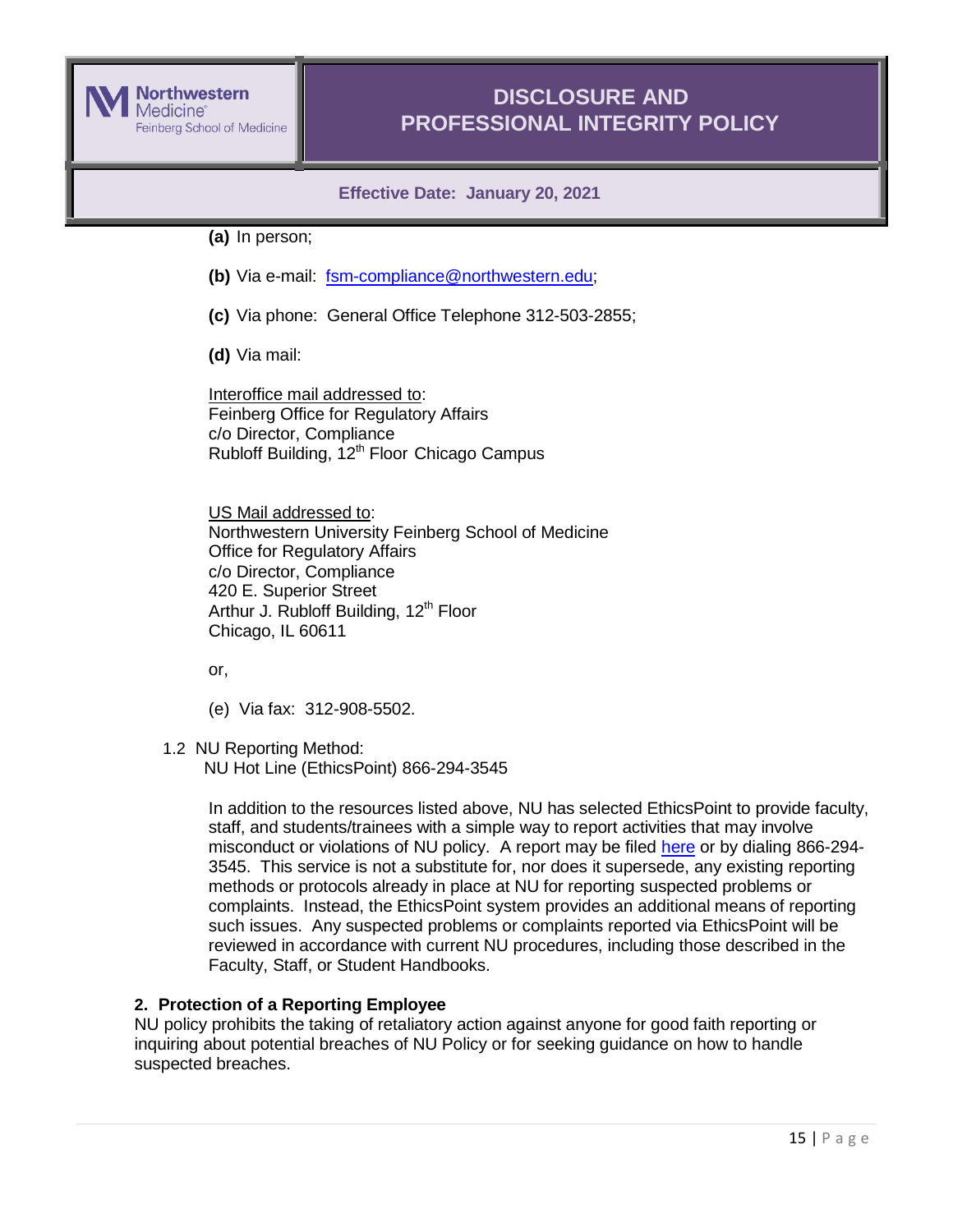**(a)** In person;

**(b)** Via e-mail: [fsm-compliance@northwestern.edu](mailto:fsm-compliance@northwestern.edu);

**(c)** Via phone: General Office Telephone 312-503-2855;

**(d)** Via mail:

Interoffice mail addressed to:
Feinberg Office for Regulatory Affairs
c/o Director, Compliance
Rubloff Building, 12th Floor Chicago Campus

US Mail addressed to:
Northwestern University Feinberg School of Medicine
Office for Regulatory Affairs
c/o Director, Compliance
420 E. Superior Street
Arthur J. Rubloff Building, 12th Floor
Chicago, IL 60611

or,

(e) Via fax: 312-908-5502.

1.2 NU Reporting Method:
NU Hot Line (EthicsPoint) 866-294-3545

In addition to the resources listed above, NU has selected EthicsPoint to provide faculty, staff, and students/trainees with a simple way to report activities that may involve misconduct or violations of NU policy. A report may be filed here or by dialing 866-294-3545. This service is not a substitute for, nor does it supersede, any existing reporting methods or protocols already in place at NU for reporting suspected problems or complaints. Instead, the EthicsPoint system provides an additional means of reporting such issues. Any suspected problems or complaints reported via EthicsPoint will be reviewed in accordance with current NU procedures, including those described in the Faculty, Staff, or Student Handbooks.

**2. Protection of a Reporting Employee**

NU policy prohibits the taking of retaliatory action against anyone for good faith reporting or inquiring about potential breaches of NU Policy or for seeking guidance on how to handle suspected breaches.